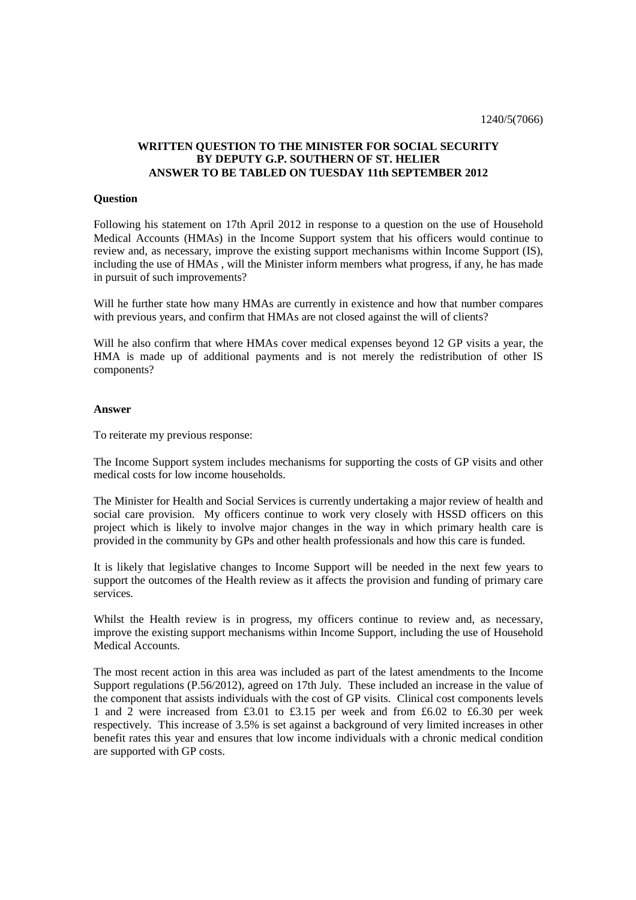1240/5(7066)

**WRITTEN QUESTION TO THE MINISTER FOR SOCIAL SECURITY BY DEPUTY G.P. SOUTHERN OF ST. HELIER ANSWER TO BE TABLED ON TUESDAY 11th SEPTEMBER 2012**

**Question**

Following his statement on 17th April 2012 in response to a question on the use of Household Medical Accounts (HMAs) in the Income Support system that his officers would continue to review and, as necessary, improve the existing support mechanisms within Income Support (IS), including the use of HMAs , will the Minister inform members what progress, if any, he has made in pursuit of such improvements?

Will he further state how many HMAs are currently in existence and how that number compares with previous years, and confirm that HMAs are not closed against the will of clients?

Will he also confirm that where HMAs cover medical expenses beyond 12 GP visits a year, the HMA is made up of additional payments and is not merely the redistribution of other IS components?

**Answer**

To reiterate my previous response:

The Income Support system includes mechanisms for supporting the costs of GP visits and other medical costs for low income households.

The Minister for Health and Social Services is currently undertaking a major review of health and social care provision. My officers continue to work very closely with HSSD officers on this project which is likely to involve major changes in the way in which primary health care is provided in the community by GPs and other health professionals and how this care is funded.

It is likely that legislative changes to Income Support will be needed in the next few years to support the outcomes of the Health review as it affects the provision and funding of primary care services.

Whilst the Health review is in progress, my officers continue to review and, as necessary, improve the existing support mechanisms within Income Support, including the use of Household Medical Accounts.

The most recent action in this area was included as part of the latest amendments to the Income Support regulations (P.56/2012), agreed on 17th July. These included an increase in the value of the component that assists individuals with the cost of GP visits. Clinical cost components levels 1 and 2 were increased from £3.01 to £3.15 per week and from £6.02 to £6.30 per week respectively. This increase of 3.5% is set against a background of very limited increases in other benefit rates this year and ensures that low income individuals with a chronic medical condition are supported with GP costs.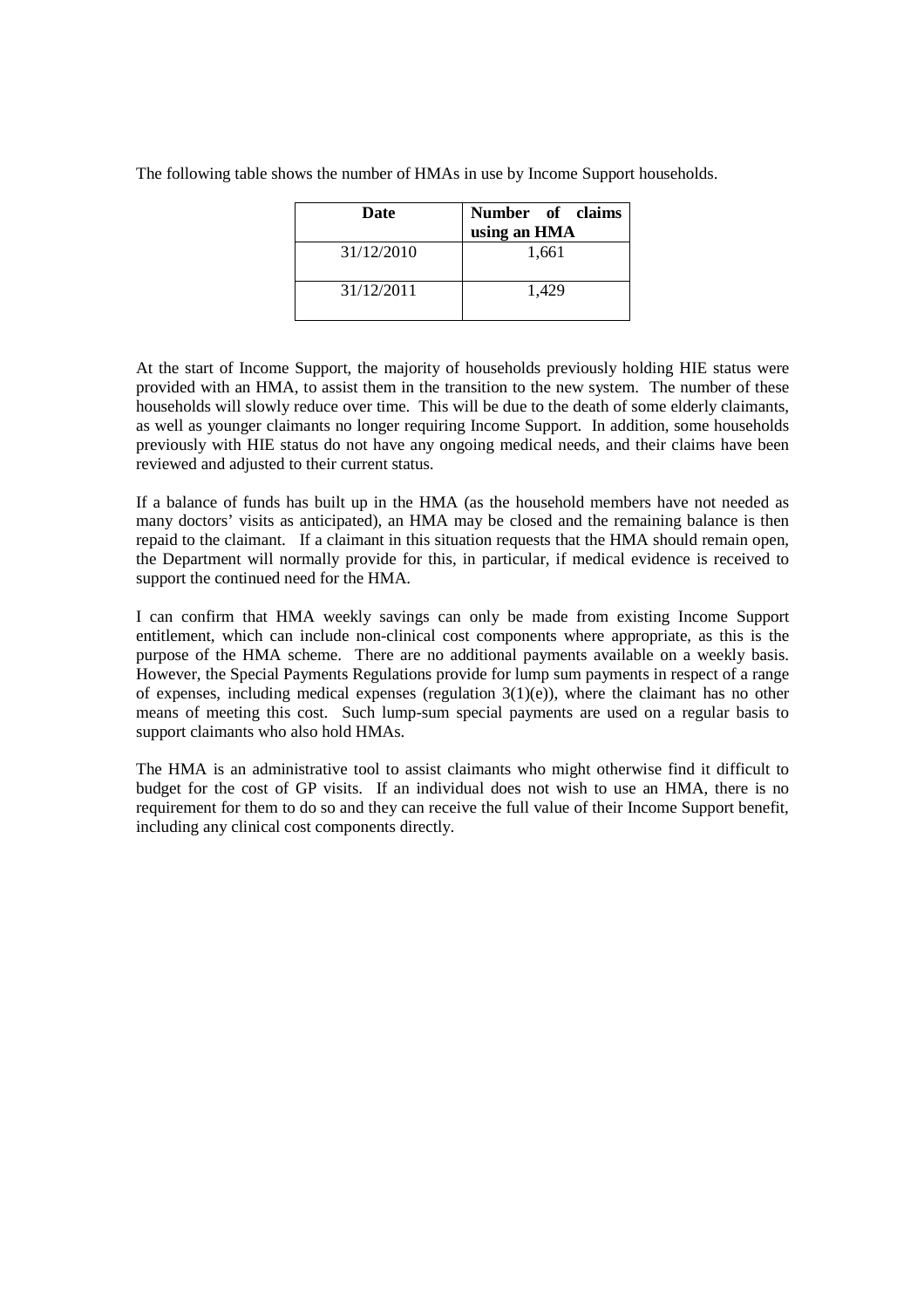The following table shows the number of HMAs in use by Income Support households.

| Date | Number of claims using an HMA |
|---|---|
| 31/12/2010 | 1,661 |
| 31/12/2011 | 1,429 |

At the start of Income Support, the majority of households previously holding HIE status were provided with an HMA, to assist them in the transition to the new system. The number of these households will slowly reduce over time. This will be due to the death of some elderly claimants, as well as younger claimants no longer requiring Income Support. In addition, some households previously with HIE status do not have any ongoing medical needs, and their claims have been reviewed and adjusted to their current status.

If a balance of funds has built up in the HMA (as the household members have not needed as many doctors' visits as anticipated), an HMA may be closed and the remaining balance is then repaid to the claimant. If a claimant in this situation requests that the HMA should remain open, the Department will normally provide for this, in particular, if medical evidence is received to support the continued need for the HMA.

I can confirm that HMA weekly savings can only be made from existing Income Support entitlement, which can include non-clinical cost components where appropriate, as this is the purpose of the HMA scheme. There are no additional payments available on a weekly basis. However, the Special Payments Regulations provide for lump sum payments in respect of a range of expenses, including medical expenses (regulation 3(1)(e)), where the claimant has no other means of meeting this cost. Such lump-sum special payments are used on a regular basis to support claimants who also hold HMAs.

The HMA is an administrative tool to assist claimants who might otherwise find it difficult to budget for the cost of GP visits. If an individual does not wish to use an HMA, there is no requirement for them to do so and they can receive the full value of their Income Support benefit, including any clinical cost components directly.